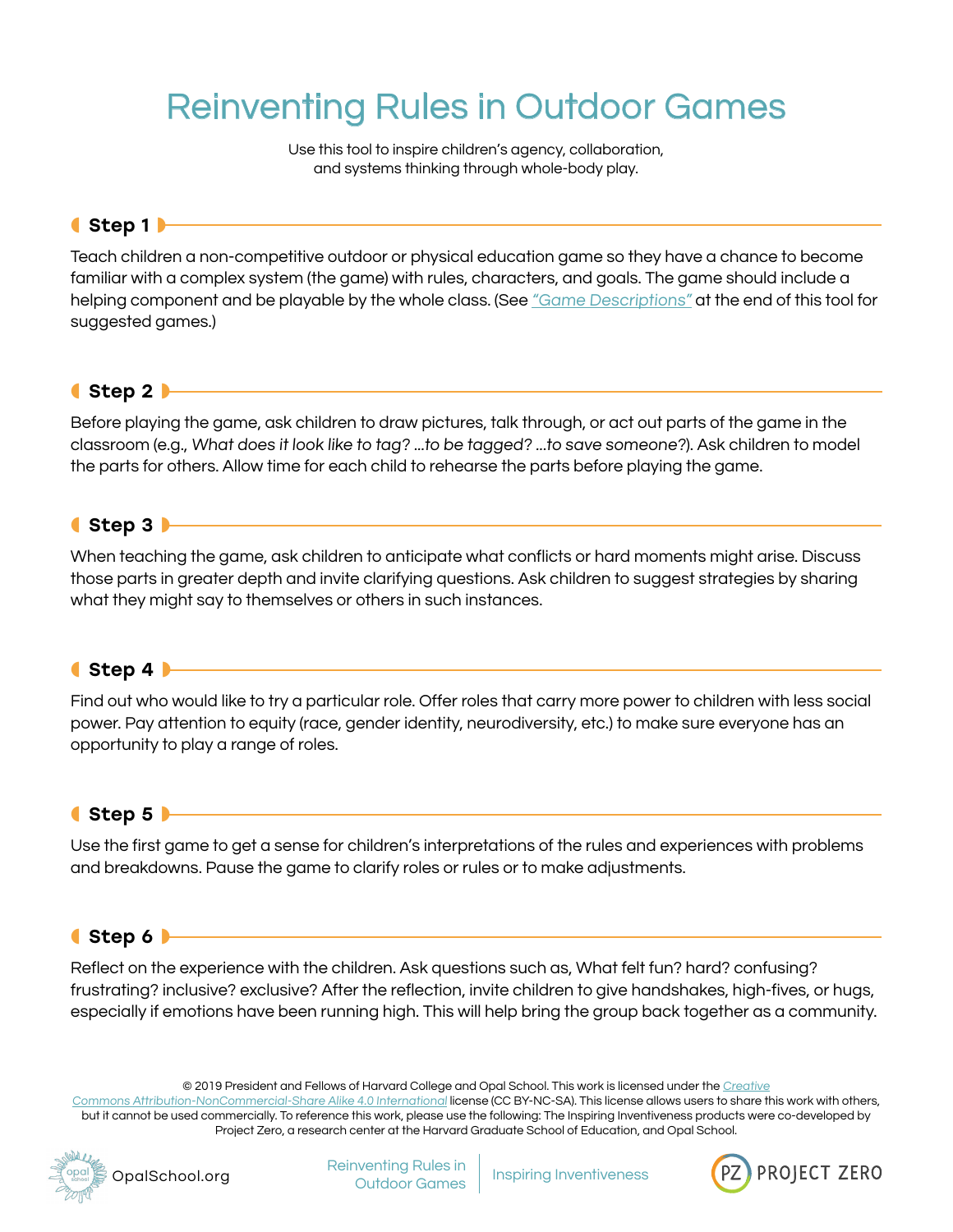# Reinventing Rules in Outdoor Games

Use this tool to inspire children's agency, collaboration, and systems thinking through whole-body play.

## Step 1

Teach children a non-competitive outdoor or physical education game so they have a chance to become familiar with a complex system (the game) with rules, characters, and goals. The game should include a helping component and be playable by the whole class. (See "Game Descriptions" at the end of this tool for suggested games.)

## Step 2

Before playing the game, ask children to draw pictures, talk through, or act out parts of the game in the classroom (e.g., *What does it look like to tag? ...to be tagged? ...to save someone?*). Ask children to model the parts for others. Allow time for each child to rehearse the parts before playing the game.

## Step 3

When teaching the game, ask children to anticipate what conflicts or hard moments might arise. Discuss those parts in greater depth and invite clarifying questions. Ask children to suggest strategies by sharing what they might say to themselves or others in such instances.

## Step 4

Find out who would like to try a particular role. Offer roles that carry more power to children with less social power. Pay attention to equity (race, gender identity, neurodiversity, etc.) to make sure everyone has an opportunity to play a range of roles.

## Step 5

Use the first game to get a sense for children's interpretations of the rules and experiences with problems and breakdowns. Pause the game to clarify roles or rules or to make adjustments.

## Step 6

Reflect on the experience with the children. Ask questions such as, What felt fun? hard? confusing? frustrating? inclusive? exclusive? After the reflection, invite children to give handshakes, high-fives, or hugs, especially if emotions have been running high. This will help bring the group back together as a community.

© 2019 President and Fellows of Harvard College and Opal School. This work is licensed under the *Creative Commons Attribution-NonCommercial-Share Alike 4.0 International* license (CC BY-NC-SA). This license allows users to share this work with others, but it cannot be used commercially. To reference this work, please use the following: The Inspiring Inventiveness products were co-developed by Project Zero, a research center at the Harvard Graduate School of Education, and Opal School.

OpalSchool.org | Reinventing Rules in Outdoor Games | Inspiring Inventiveness | PZ PROJECT ZERO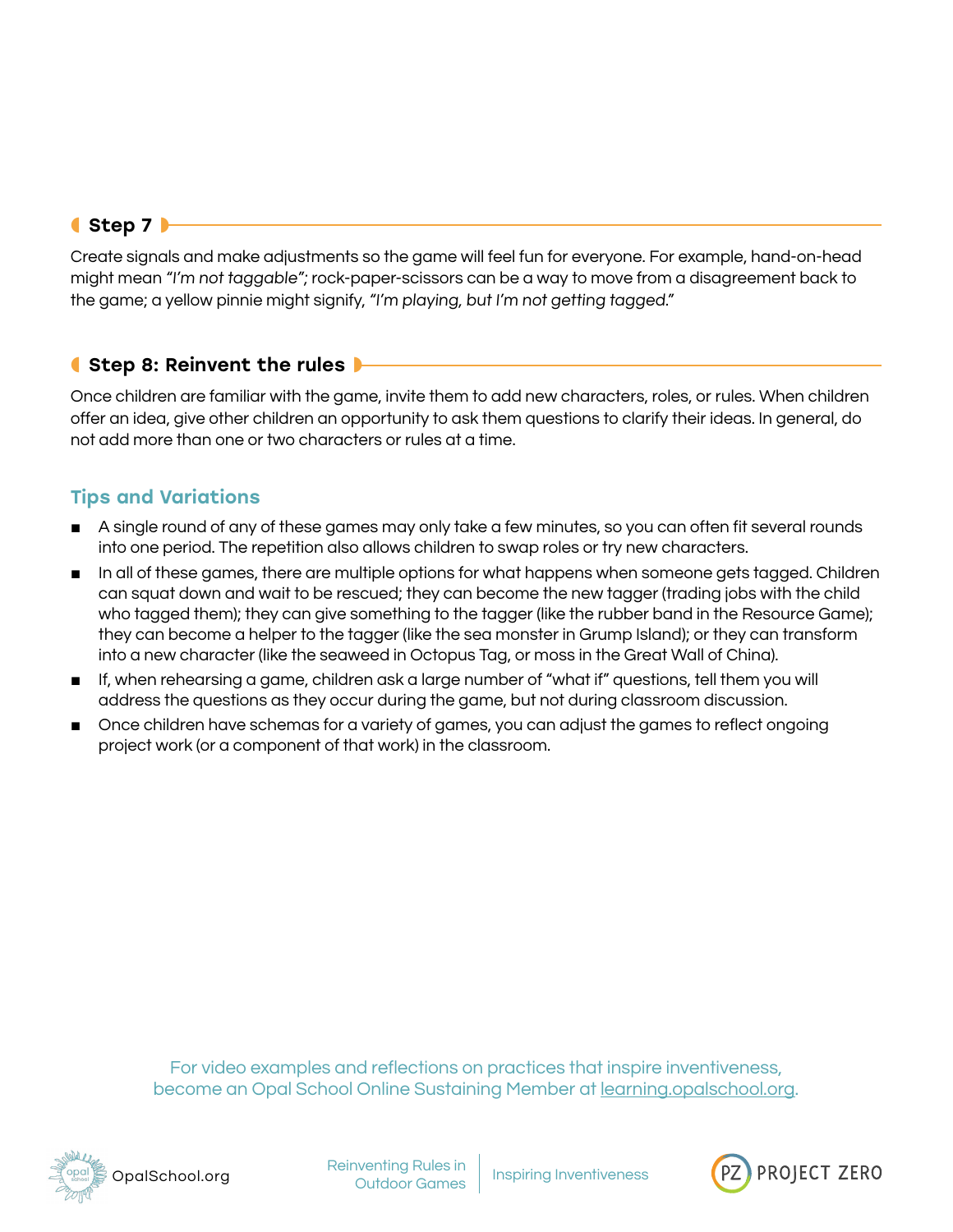## Step 7

Create signals and make adjustments so the game will feel fun for everyone. For example, hand-on-head might mean *"I'm not taggable"*; rock-paper-scissors can be a way to move from a disagreement back to the game; a yellow pinnie might signify, *"I'm playing, but I'm not getting tagged."*

## Step 8: Reinvent the rules

Once children are familiar with the game, invite them to add new characters, roles, or rules. When children offer an idea, give other children an opportunity to ask them questions to clarify their ideas. In general, do not add more than one or two characters or rules at a time.

### Tips and Variations

- A single round of any of these games may only take a few minutes, so you can often fit several rounds into one period. The repetition also allows children to swap roles or try new characters.
- In all of these games, there are multiple options for what happens when someone gets tagged. Children can squat down and wait to be rescued; they can become the new tagger (trading jobs with the child who tagged them); they can give something to the tagger (like the rubber band in the Resource Game); they can become a helper to the tagger (like the sea monster in Grump Island); or they can transform into a new character (like the seaweed in Octopus Tag, or moss in the Great Wall of China).
- If, when rehearsing a game, children ask a large number of "what if" questions, tell them you will address the questions as they occur during the game, but not during classroom discussion.
- Once children have schemas for a variety of games, you can adjust the games to reflect ongoing project work (or a component of that work) in the classroom.

For video examples and reflections on practices that inspire inventiveness, become an Opal School Online Sustaining Member at learning.opalschool.org.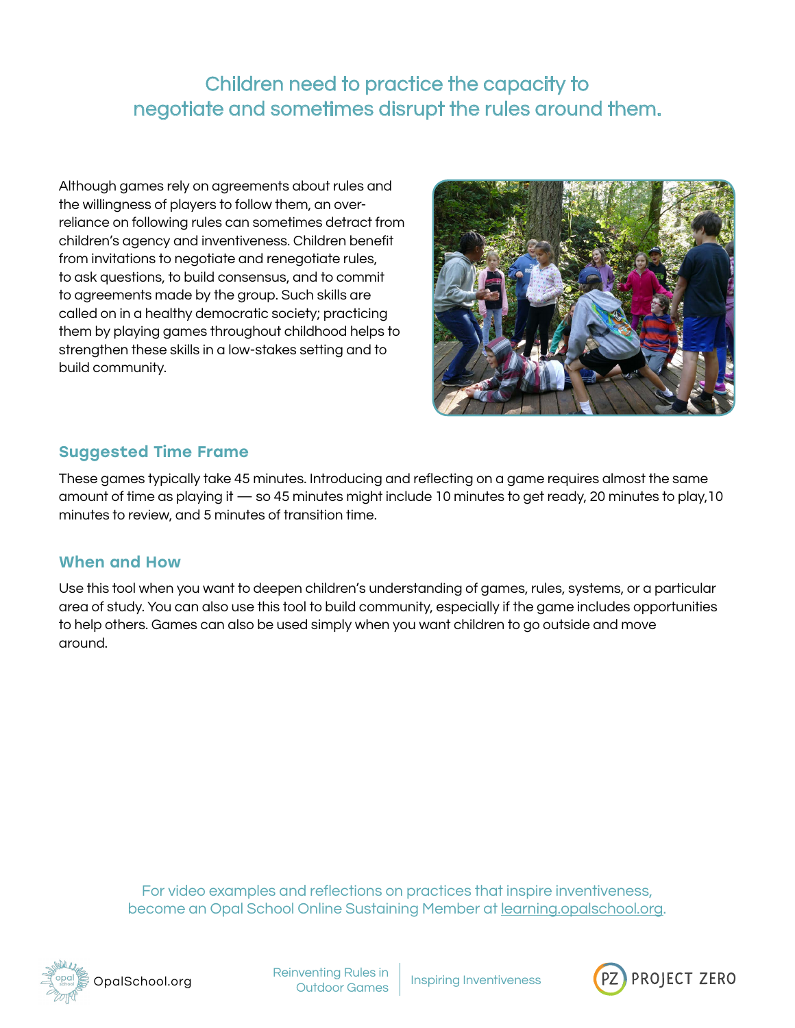## Children need to practice the capacity to negotiate and sometimes disrupt the rules around them.

Although games rely on agreements about rules and the willingness of players to follow them, an over-reliance on following rules can sometimes detract from children's agency and inventiveness. Children benefit from invitations to negotiate and renegotiate rules, to ask questions, to build consensus, and to commit to agreements made by the group. Such skills are called on in a healthy democratic society; practicing them by playing games throughout childhood helps to strengthen these skills in a low-stakes setting and to build community.

### Suggested Time Frame

These games typically take 45 minutes. Introducing and reflecting on a game requires almost the same amount of time as playing it — so 45 minutes might include 10 minutes to get ready, 20 minutes to play, 10 minutes to review, and 5 minutes of transition time.

### When and How

Use this tool when you want to deepen children's understanding of games, rules, systems, or a particular area of study. You can also use this tool to build community, especially if the game includes opportunities to help others. Games can also be used simply when you want children to go outside and move around.

For video examples and reflections on practices that inspire inventiveness, become an Opal School Online Sustaining Member at learning.opalschool.org.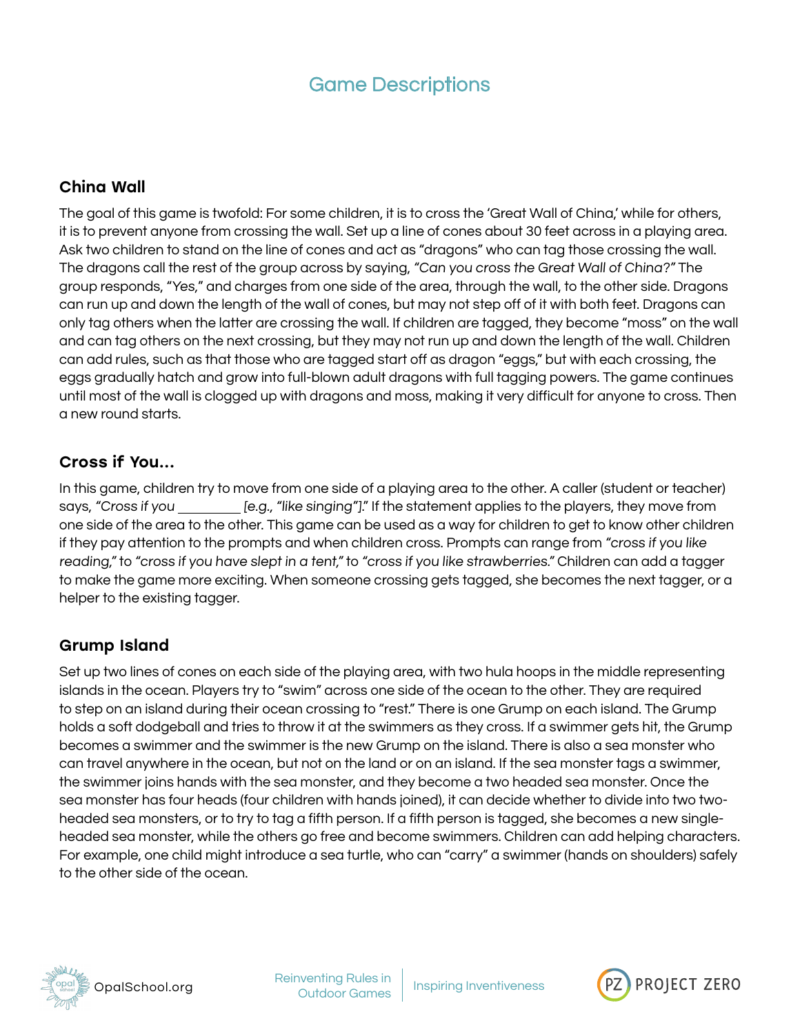# Game Descriptions

### China Wall

The goal of this game is twofold: For some children, it is to cross the 'Great Wall of China,' while for others, it is to prevent anyone from crossing the wall. Set up a line of cones about 30 feet across in a playing area. Ask two children to stand on the line of cones and act as "dragons" who can tag those crossing the wall. The dragons call the rest of the group across by saying, *"Can you cross the Great Wall of China?"* The group responds, "*Yes*," and charges from one side of the area, through the wall, to the other side. Dragons can run up and down the length of the wall of cones, but may not step off of it with both feet. Dragons can only tag others when the latter are crossing the wall. If children are tagged, they become "moss" on the wall and can tag others on the next crossing, but they may not run up and down the length of the wall. Children can add rules, such as that those who are tagged start off as dragon "eggs," but with each crossing, the eggs gradually hatch and grow into full-blown adult dragons with full tagging powers. The game continues until most of the wall is clogged up with dragons and moss, making it very difficult for anyone to cross. Then a new round starts.

### Cross if You...

In this game, children try to move from one side of a playing area to the other. A caller (student or teacher) says, *"Cross if you ________ [e.g., "like singing"]."* If the statement applies to the players, they move from one side of the area to the other. This game can be used as a way for children to get to know other children if they pay attention to the prompts and when children cross. Prompts can range from *"cross if you like reading,"* to *"cross if you have slept in a tent,"* to *"cross if you like strawberries."* Children can add a tagger to make the game more exciting. When someone crossing gets tagged, she becomes the next tagger, or a helper to the existing tagger.

### Grump Island

Set up two lines of cones on each side of the playing area, with two hula hoops in the middle representing islands in the ocean. Players try to "swim" across one side of the ocean to the other. They are required to step on an island during their ocean crossing to "rest." There is one Grump on each island. The Grump holds a soft dodgeball and tries to throw it at the swimmers as they cross. If a swimmer gets hit, the Grump becomes a swimmer and the swimmer is the new Grump on the island. There is also a sea monster who can travel anywhere in the ocean, but not on the land or on an island. If the sea monster tags a swimmer, the swimmer joins hands with the sea monster, and they become a two headed sea monster. Once the sea monster has four heads (four children with hands joined), it can decide whether to divide into two two-headed sea monsters, or to try to tag a fifth person. If a fifth person is tagged, she becomes a new single-headed sea monster, while the others go free and become swimmers. Children can add helping characters. For example, one child might introduce a sea turtle, who can "carry" a swimmer (hands on shoulders) safely to the other side of the ocean.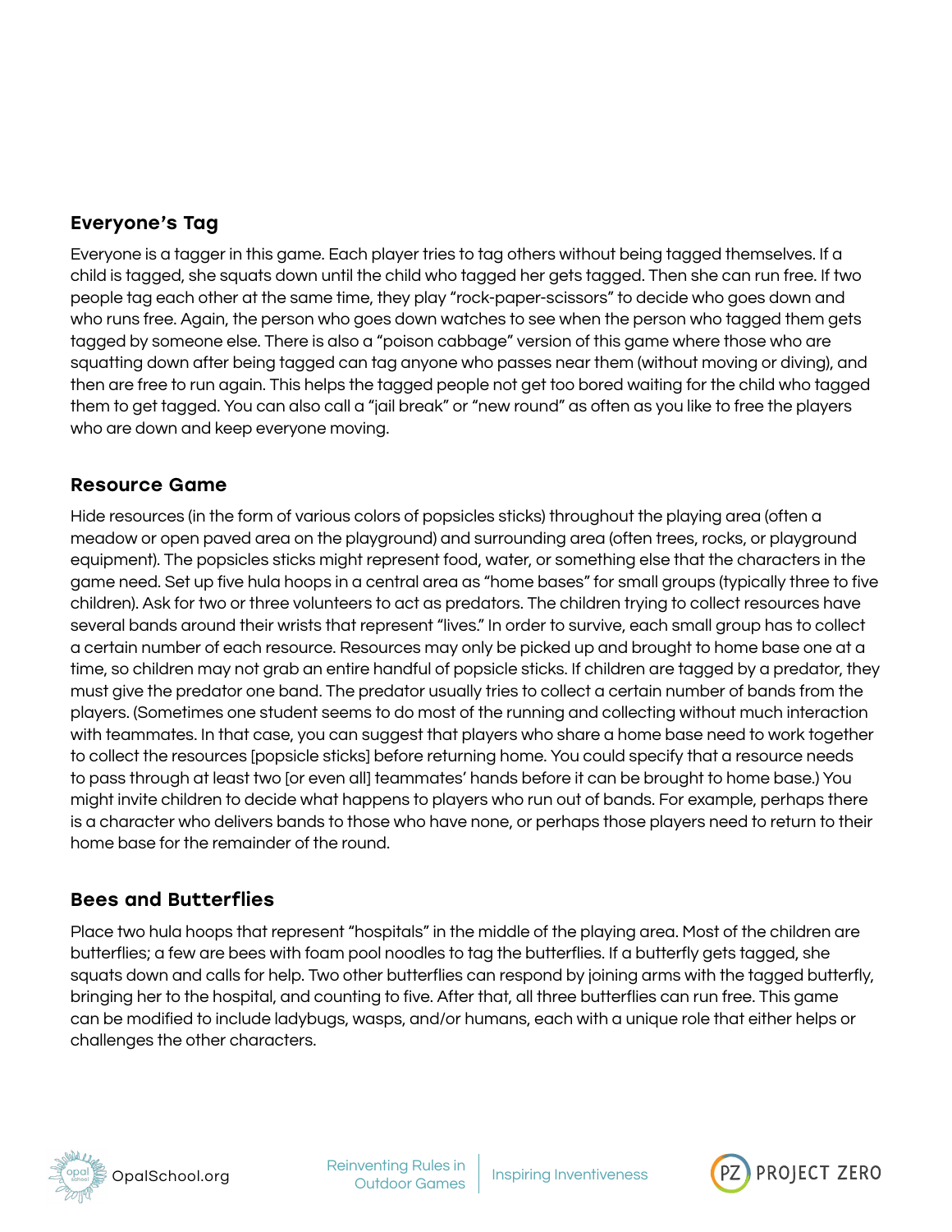## Everyone's Tag

Everyone is a tagger in this game. Each player tries to tag others without being tagged themselves. If a child is tagged, she squats down until the child who tagged her gets tagged. Then she can run free. If two people tag each other at the same time, they play "rock-paper-scissors" to decide who goes down and who runs free. Again, the person who goes down watches to see when the person who tagged them gets tagged by someone else. There is also a "poison cabbage" version of this game where those who are squatting down after being tagged can tag anyone who passes near them (without moving or diving), and then are free to run again. This helps the tagged people not get too bored waiting for the child who tagged them to get tagged. You can also call a "jail break" or "new round" as often as you like to free the players who are down and keep everyone moving.

## Resource Game

Hide resources (in the form of various colors of popsicles sticks) throughout the playing area (often a meadow or open paved area on the playground) and surrounding area (often trees, rocks, or playground equipment). The popsicles sticks might represent food, water, or something else that the characters in the game need. Set up five hula hoops in a central area as "home bases" for small groups (typically three to five children). Ask for two or three volunteers to act as predators. The children trying to collect resources have several bands around their wrists that represent "lives." In order to survive, each small group has to collect a certain number of each resource. Resources may only be picked up and brought to home base one at a time, so children may not grab an entire handful of popsicle sticks. If children are tagged by a predator, they must give the predator one band. The predator usually tries to collect a certain number of bands from the players. (Sometimes one student seems to do most of the running and collecting without much interaction with teammates. In that case, you can suggest that players who share a home base need to work together to collect the resources [popsicle sticks] before returning home. You could specify that a resource needs to pass through at least two [or even all] teammates' hands before it can be brought to home base.) You might invite children to decide what happens to players who run out of bands. For example, perhaps there is a character who delivers bands to those who have none, or perhaps those players need to return to their home base for the remainder of the round.

## Bees and Butterflies

Place two hula hoops that represent "hospitals" in the middle of the playing area. Most of the children are butterflies; a few are bees with foam pool noodles to tag the butterflies. If a butterfly gets tagged, she squats down and calls for help. Two other butterflies can respond by joining arms with the tagged butterfly, bringing her to the hospital, and counting to five. After that, all three butterflies can run free. This game can be modified to include ladybugs, wasps, and/or humans, each with a unique role that either helps or challenges the other characters.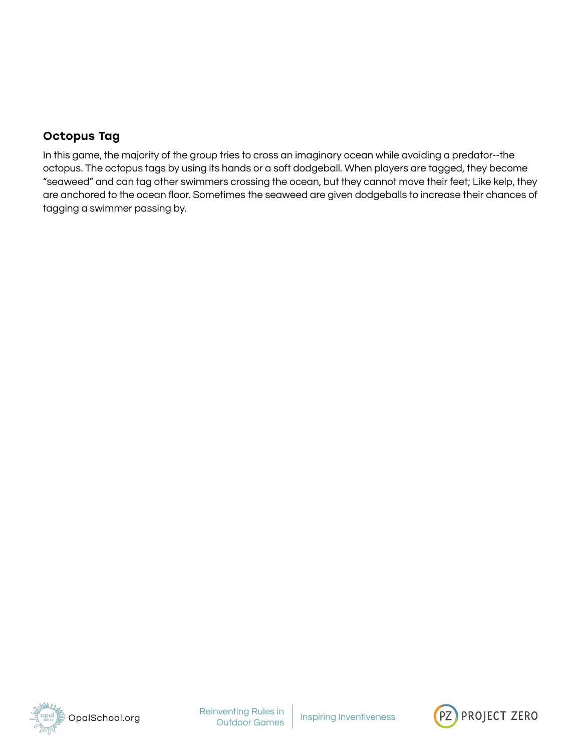### Octopus Tag

In this game, the majority of the group tries to cross an imaginary ocean while avoiding a predator--the octopus. The octopus tags by using its hands or a soft dodgeball. When players are tagged, they become "seaweed" and can tag other swimmers crossing the ocean, but they cannot move their feet; Like kelp, they are anchored to the ocean floor. Sometimes the seaweed are given dodgeballs to increase their chances of tagging a swimmer passing by.